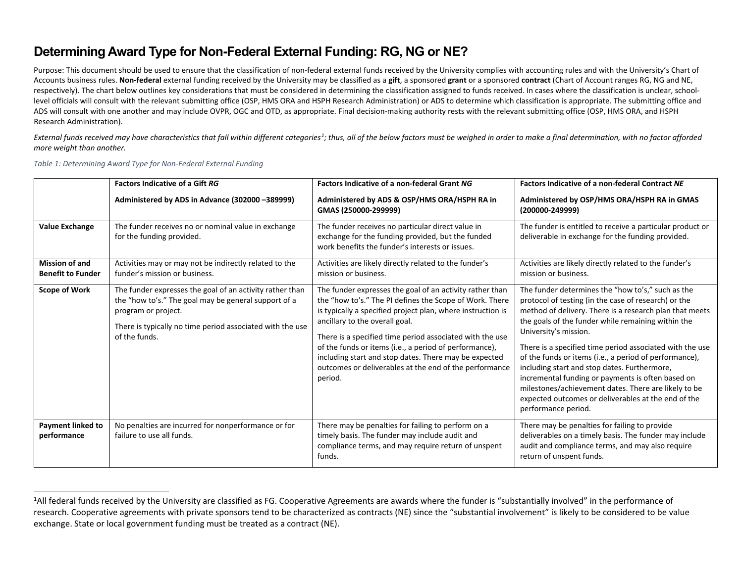# Determining Award Type for Non-Federal External Funding: RG, NG or NE?

Purpose: This document should be used to ensure that the classification of non-federal external funds received by the University complies with accounting rules and with the University's Chart of Accounts business rules. **Non-federal** external funding received by the University may be classified as a **gift**, a sponsored **grant** or a sponsored **contract** (Chart of Account ranges RG, NG and NE, respectively). The chart below outlines key considerations that must be considered in determining the classification assigned to funds received. In cases where the classification is unclear, school-level officials will consult with the relevant submitting office (OSP, HMS ORA and HSPH Research Administration) or ADS to determine which classification is appropriate. The submitting office and ADS will consult with one another and may include OVPR, OGC and OTD, as appropriate. Final decision-making authority rests with the relevant submitting office (OSP, HMS ORA, and HSPH Research Administration).

*External funds received may have characteristics that fall within different categories[1]; thus, all of the below factors must be weighed in order to make a final determination, with no factor afforded more weight than another.*

*Table 1: Determining Award Type for Non-Federal External Funding*

| | **Factors Indicative of a Gift *RG*** **Administered by ADS in Advance (302000 –389999)** | **Factors Indicative of a non-federal Grant *NG*** **Administered by ADS & OSP/HMS ORA/HSPH RA in GMAS (250000-299999)** | **Factors Indicative of a non-federal Contract *NE*** **Administered by OSP/HMS ORA/HSPH RA in GMAS (200000-249999)** |
|---|---|---|---|
| **Value Exchange** | The funder receives no or nominal value in exchange for the funding provided. | The funder receives no particular direct value in exchange for the funding provided, but the funded work benefits the funder's interests or issues. | The funder is entitled to receive a particular product or deliverable in exchange for the funding provided. |
| **Mission of and Benefit to Funder** | Activities may or may not be indirectly related to the funder's mission or business. | Activities are likely directly related to the funder's mission or business. | Activities are likely directly related to the funder's mission or business. |
| **Scope of Work** | The funder expresses the goal of an activity rather than the "how to's." The goal may be general support of a program or project. There is typically no time period associated with the use of the funds. | The funder expresses the goal of an activity rather than the "how to's." The PI defines the Scope of Work. There is typically a specified project plan, where instruction is ancillary to the overall goal. There is a specified time period associated with the use of the funds or items (i.e., a period of performance), including start and stop dates. There may be expected outcomes or deliverables at the end of the performance period. | The funder determines the "how to's," such as the protocol of testing (in the case of research) or the method of delivery. There is a research plan that meets the goals of the funder while remaining within the University's mission. There is a specified time period associated with the use of the funds or items (i.e., a period of performance), including start and stop dates. Furthermore, incremental funding or payments is often based on milestones/achievement dates. There are likely to be expected outcomes or deliverables at the end of the performance period. |
| **Payment linked to performance** | No penalties are incurred for nonperformance or for failure to use all funds. | There may be penalties for failing to perform on a timely basis. The funder may include audit and compliance terms, and may require return of unspent funds. | There may be penalties for failing to provide deliverables on a timely basis. The funder may include audit and compliance terms, and may also require return of unspent funds. |

[1]All federal funds received by the University are classified as FG. Cooperative Agreements are awards where the funder is "substantially involved" in the performance of research. Cooperative agreements with private sponsors tend to be characterized as contracts (NE) since the "substantial involvement" is likely to be considered to be value exchange. State or local government funding must be treated as a contract (NE).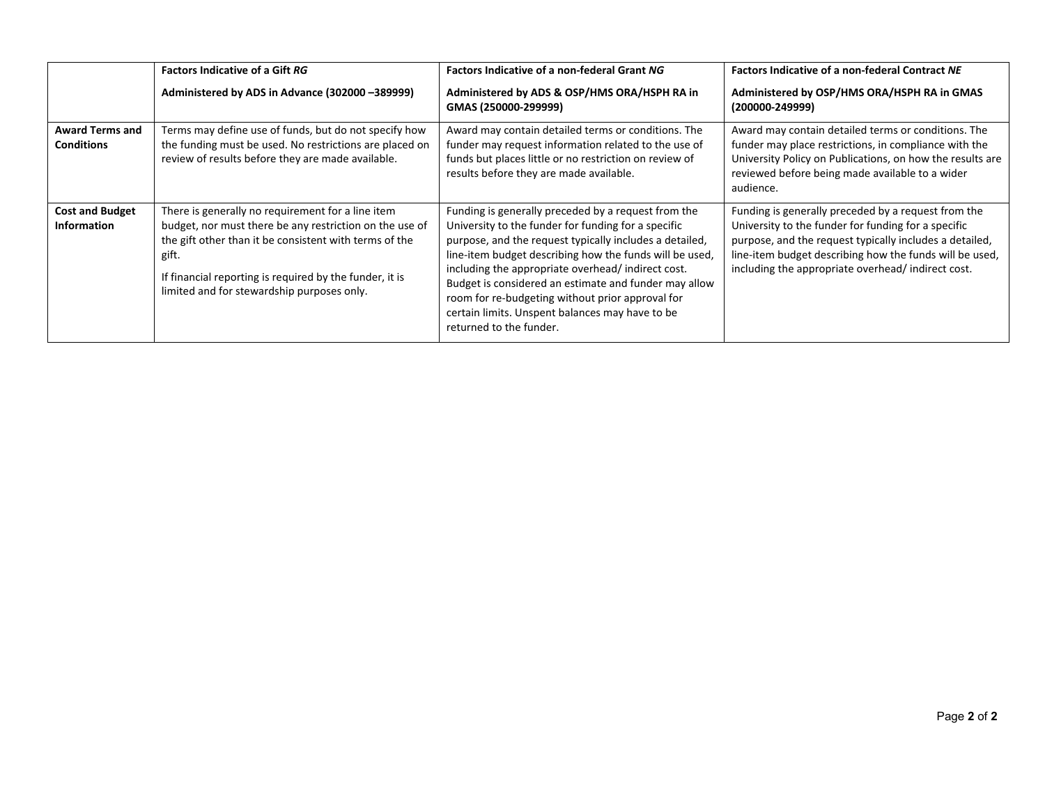| | Factors Indicative of a Gift *RG*<br><br>Administered by ADS in Advance (302000 –389999) | Factors Indicative of a non-federal Grant *NG*<br><br>Administered by ADS & OSP/HMS ORA/HSPH RA in GMAS (250000-299999) | Factors Indicative of a non-federal Contract *NE*<br><br>Administered by OSP/HMS ORA/HSPH RA in GMAS (200000-249999) |
|---|---|---|---|
| **Award Terms and Conditions** | Terms may define use of funds, but do not specify how the funding must be used. No restrictions are placed on review of results before they are made available. | Award may contain detailed terms or conditions. The funder may request information related to the use of funds but places little or no restriction on review of results before they are made available. | Award may contain detailed terms or conditions. The funder may place restrictions, in compliance with the University Policy on Publications, on how the results are reviewed before being made available to a wider audience. |
| **Cost and Budget Information** | There is generally no requirement for a line item budget, nor must there be any restriction on the use of the gift other than it be consistent with terms of the gift.<br><br>If financial reporting is required by the funder, it is limited and for stewardship purposes only. | Funding is generally preceded by a request from the University to the funder for funding for a specific purpose, and the request typically includes a detailed, line-item budget describing how the funds will be used, including the appropriate overhead/ indirect cost. Budget is considered an estimate and funder may allow room for re-budgeting without prior approval for certain limits. Unspent balances may have to be returned to the funder. | Funding is generally preceded by a request from the University to the funder for funding for a specific purpose, and the request typically includes a detailed, line-item budget describing how the funds will be used, including the appropriate overhead/ indirect cost. |